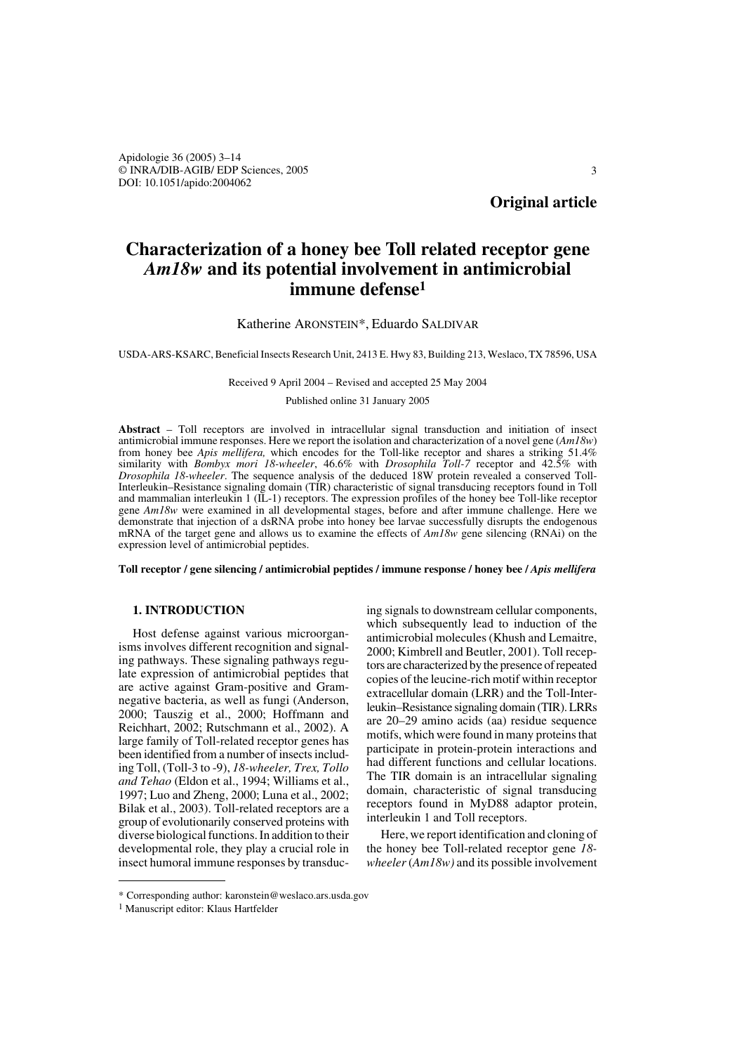**Original article**

# Characterization of a honey bee Toll related receptor gene *Am18w* and its potential involvement in antimicrobial immune defense[1]

Katherine ARONSTEIN*, Eduardo SALDIVAR

USDA-ARS-KSARC, Beneficial Insects Research Unit, 2413 E. Hwy 83, Building 213, Weslaco, TX 78596, USA

Received 9 April 2004 – Revised and accepted 25 May 2004

Published online 31 January 2005

**Abstract** – Toll receptors are involved in intracellular signal transduction and initiation of insect antimicrobial immune responses. Here we report the isolation and characterization of a novel gene (*Am18w*) from honey bee *Apis mellifera,* which encodes for the Toll-like receptor and shares a striking 51.4% similarity with *Bombyx mori 18-wheeler*, 46.6% with *Drosophila Toll-7* receptor and 42.5% with *Drosophila 18-wheeler*. The sequence analysis of the deduced 18W protein revealed a conserved Toll-Interleukin–Resistance signaling domain (TIR) characteristic of signal transducing receptors found in Toll and mammalian interleukin 1 (IL-1) receptors. The expression profiles of the honey bee Toll-like receptor gene *Am18w* were examined in all developmental stages, before and after immune challenge. Here we demonstrate that injection of a dsRNA probe into honey bee larvae successfully disrupts the endogenous mRNA of the target gene and allows us to examine the effects of *Am18w* gene silencing (RNAi) on the expression level of antimicrobial peptides.

**Toll receptor / gene silencing / antimicrobial peptides / immune response / honey bee /** ***Apis mellifera***

## 1. INTRODUCTION

Host defense against various microorganisms involves different recognition and signaling pathways. These signaling pathways regulate expression of antimicrobial peptides that are active against Gram-positive and Gram-negative bacteria, as well as fungi (Anderson, 2000; Tauszig et al., 2000; Hoffmann and Reichhart, 2002; Rutschmann et al., 2002). A large family of Toll-related receptor genes has been identified from a number of insects including Toll, (Toll-3 to -9), *18-wheeler, Trex, Tollo and Tehao* (Eldon et al., 1994; Williams et al., 1997; Luo and Zheng, 2000; Luna et al., 2002; Bilak et al., 2003). Toll-related receptors are a group of evolutionarily conserved proteins with diverse biological functions. In addition to their developmental role, they play a crucial role in insect humoral immune responses by transducing signals to downstream cellular components, which subsequently lead to induction of the antimicrobial molecules (Khush and Lemaitre, 2000; Kimbrell and Beutler, 2001). Toll receptors are characterized by the presence of repeated copies of the leucine-rich motif within receptor extracellular domain (LRR) and the Toll-Interleukin–Resistance signaling domain (TIR). LRRs are 20–29 amino acids (aa) residue sequence motifs, which were found in many proteins that participate in protein-protein interactions and had different functions and cellular locations. The TIR domain is an intracellular signaling domain, characteristic of signal transducing receptors found in MyD88 adaptor protein, interleukin 1 and Toll receptors.

Here, we report identification and cloning of the honey bee Toll-related receptor gene *18-wheeler* (*Am18w)* and its possible involvement

---

\* Corresponding author: karonstein@weslaco.ars.usda.gov

[1] Manuscript editor: Klaus Hartfelder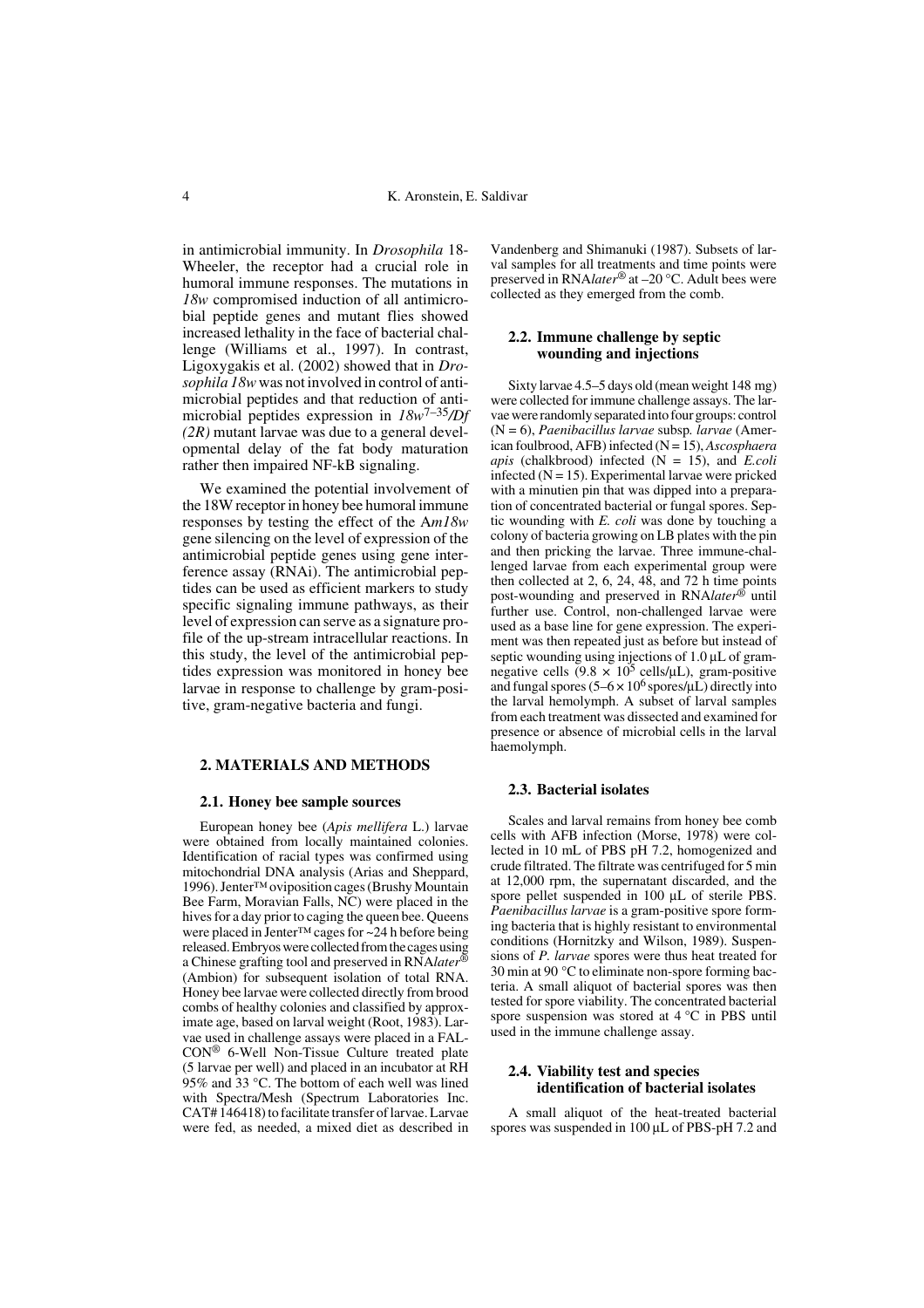in antimicrobial immunity. In *Drosophila* 18-Wheeler, the receptor had a crucial role in humoral immune responses. The mutations in *18w* compromised induction of all antimicrobial peptide genes and mutant flies showed increased lethality in the face of bacterial challenge (Williams et al., 1997). In contrast, Ligoxygakis et al. (2002) showed that in *Drosophila 18w* was not involved in control of antimicrobial peptides and that reduction of antimicrobial peptides expression in $18w^{7-35}/Df$ *(2R)* mutant larvae was due to a general developmental delay of the fat body maturation rather then impaired NF-kB signaling.

We examined the potential involvement of the 18W receptor in honey bee humoral immune responses by testing the effect of the A*m18w* gene silencing on the level of expression of the antimicrobial peptide genes using gene interference assay (RNAi). The antimicrobial peptides can be used as efficient markers to study specific signaling immune pathways, as their level of expression can serve as a signature profile of the up-stream intracellular reactions. In this study, the level of the antimicrobial peptides expression was monitored in honey bee larvae in response to challenge by gram-positive, gram-negative bacteria and fungi.

## 2. MATERIALS AND METHODS

### 2.1. Honey bee sample sources

European honey bee (*Apis mellifera* L.) larvae were obtained from locally maintained colonies. Identification of racial types was confirmed using mitochondrial DNA analysis (Arias and Sheppard, 1996). Jenter™ oviposition cages (Brushy Mountain Bee Farm, Moravian Falls, NC) were placed in the hives for a day prior to caging the queen bee. Queens were placed in Jenter™ cages for ~24 h before being released. Embryos were collected from the cages using a Chinese grafting tool and preserved in RNA*later*® (Ambion) for subsequent isolation of total RNA. Honey bee larvae were collected directly from brood combs of healthy colonies and classified by approximate age, based on larval weight (Root, 1983). Larvae used in challenge assays were placed in a FALCON® 6-Well Non-Tissue Culture treated plate (5 larvae per well) and placed in an incubator at RH 95% and 33 °C. The bottom of each well was lined with Spectra/Mesh (Spectrum Laboratories Inc. CAT# 146418) to facilitate transfer of larvae. Larvae were fed, as needed, a mixed diet as described in Vandenberg and Shimanuki (1987). Subsets of larval samples for all treatments and time points were preserved in RNA*later*® at –20 °C. Adult bees were collected as they emerged from the comb.

### 2.2. Immune challenge by septic wounding and injections

Sixty larvae 4.5–5 days old (mean weight 148 mg) were collected for immune challenge assays. The larvae were randomly separated into four groups: control (N = 6), *Paenibacillus larvae* subsp*. larvae* (American foulbrood, AFB) infected (N = 15), *Ascosphaera apis* (chalkbrood) infected (N = 15), and *E.coli* infected (N = 15). Experimental larvae were pricked with a minutien pin that was dipped into a preparation of concentrated bacterial or fungal spores. Septic wounding with *E. coli* was done by touching a colony of bacteria growing on LB plates with the pin and then pricking the larvae. Three immune-challenged larvae from each experimental group were then collected at 2, 6, 24, 48, and 72 h time points post-wounding and preserved in RNA*later*® until further use. Control, non-challenged larvae were used as a base line for gene expression. The experiment was then repeated just as before but instead of septic wounding using injections of 1.0 µL of gram-negative cells ($9.8 \times 10^5$ cells/µL), gram-positive and fungal spores ($5–6 \times 10^6$ spores/µL) directly into the larval hemolymph. A subset of larval samples from each treatment was dissected and examined for presence or absence of microbial cells in the larval haemolymph.

### 2.3. Bacterial isolates

Scales and larval remains from honey bee comb cells with AFB infection (Morse, 1978) were collected in 10 mL of PBS pH 7.2, homogenized and crude filtrated. The filtrate was centrifuged for 5 min at 12,000 rpm, the supernatant discarded, and the spore pellet suspended in 100 µL of sterile PBS. *Paenibacillus larvae* is a gram-positive spore forming bacteria that is highly resistant to environmental conditions (Hornitzky and Wilson, 1989). Suspensions of *P. larvae* spores were thus heat treated for 30 min at 90 °C to eliminate non-spore forming bacteria. A small aliquot of bacterial spores was then tested for spore viability. The concentrated bacterial spore suspension was stored at 4 °C in PBS until used in the immune challenge assay.

### 2.4. Viability test and species identification of bacterial isolates

A small aliquot of the heat-treated bacterial spores was suspended in 100 µL of PBS-pH 7.2 and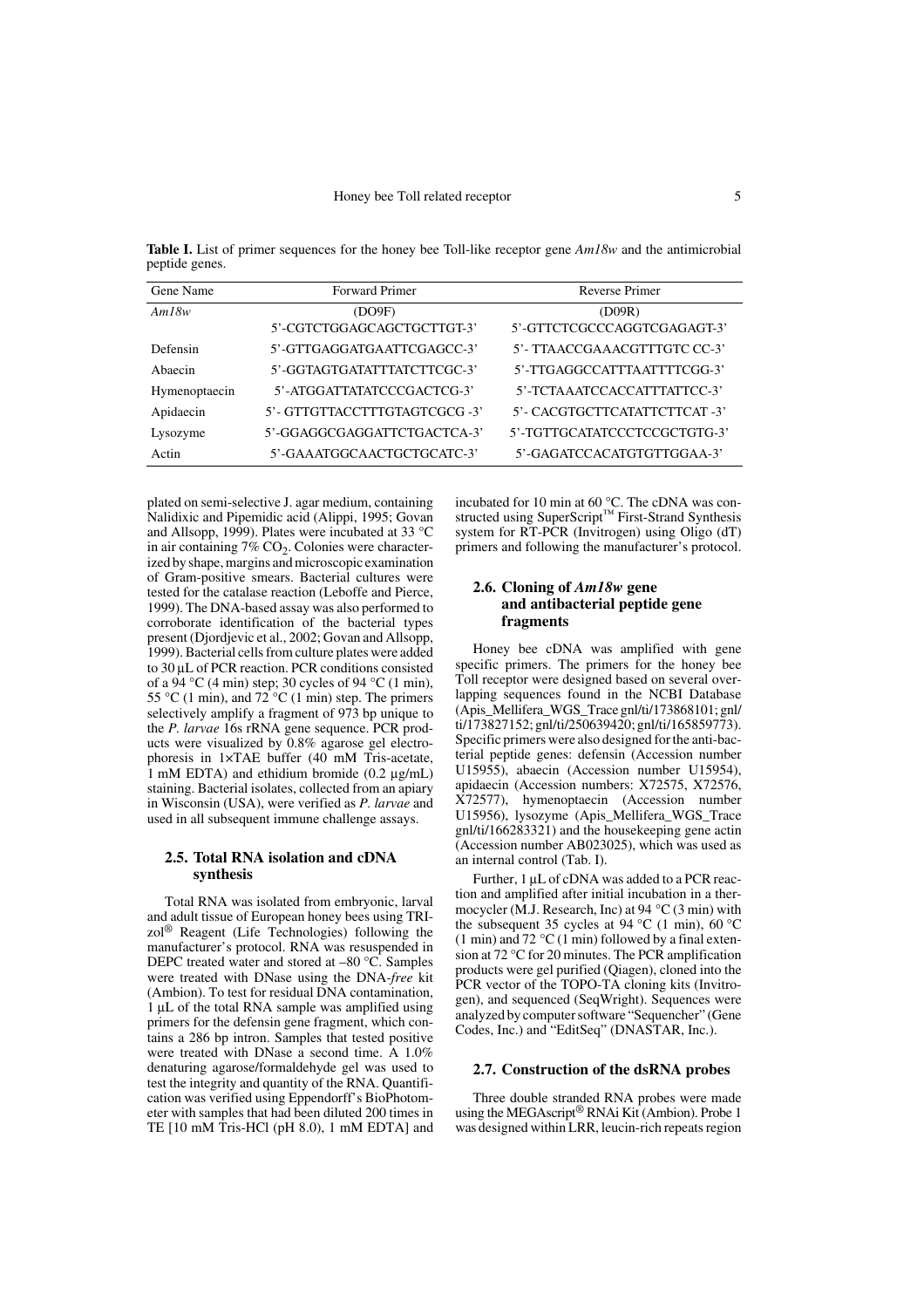**Table I.** List of primer sequences for the honey bee Toll-like receptor gene *Am18w* and the antimicrobial peptide genes.

| Gene Name | Forward Primer | Reverse Primer |
|---|---|---|
| *Am18w* | (DO9F) 5'-CGTCTGGAGCAGCTGCTTGT-3' | (D09R) 5'-GTTCTCGCCCAGGTCGAGAGT-3' |
| Defensin | 5'-GTTGAGGATGAATTCGAGCC-3' | 5'- TTAACCGAAACGTTTGTC CC-3' |
| Abaecin | 5'-GGTAGTGATATTTATCTTCGC-3' | 5'-TTGAGGCCATTTAATTTTCGG-3' |
| Hymenoptaecin | 5'-ATGGATTATATCCCGACTCG-3' | 5'-TCTAAATCCACCATTTATTCC-3' |
| Apidaecin | 5'- GTTGTTACCTTTGTAGTCGCG -3' | 5'- CACGTGCTTCATATTCTTCAT -3' |
| Lysozyme | 5'-GGAGGCGAGGATTCTGACTCA-3' | 5'-TGTTGCATATCCCTCCGCTGTG-3' |
| Actin | 5'-GAAATGGCAACTGCTGCATC-3' | 5'-GAGATCCACATGTGTTGGAA-3' |

plated on semi-selective J. agar medium, containing Nalidixic and Pipemidic acid (Alippi, 1995; Govan and Allsopp, 1999). Plates were incubated at 33 °C in air containing 7% $CO_2$. Colonies were characterized by shape, margins and microscopic examination of Gram-positive smears. Bacterial cultures were tested for the catalase reaction (Leboffe and Pierce, 1999). The DNA-based assay was also performed to corroborate identification of the bacterial types present (Djordjevic et al., 2002; Govan and Allsopp, 1999). Bacterial cells from culture plates were added to 30 µL of PCR reaction. PCR conditions consisted of a 94 °C (4 min) step; 30 cycles of 94 °C (1 min), 55 °C (1 min), and 72 °C (1 min) step. The primers selectively amplify a fragment of 973 bp unique to the *P. larvae* 16s rRNA gene sequence. PCR products were visualized by 0.8% agarose gel electrophoresis in 1×TAE buffer (40 mM Tris-acetate, 1 mM EDTA) and ethidium bromide (0.2 µg/mL) staining. Bacterial isolates, collected from an apiary in Wisconsin (USA), were verified as *P. larvae* and used in all subsequent immune challenge assays.

### 2.5. Total RNA isolation and cDNA synthesis

Total RNA was isolated from embryonic, larval and adult tissue of European honey bees using TRIzol® Reagent (Life Technologies) following the manufacturer's protocol. RNA was resuspended in DEPC treated water and stored at –80 °C. Samples were treated with DNase using the DNA-*free* kit (Ambion). To test for residual DNA contamination, 1 µL of the total RNA sample was amplified using primers for the defensin gene fragment, which contains a 286 bp intron. Samples that tested positive were treated with DNase a second time. A 1.0% denaturing agarose/formaldehyde gel was used to test the integrity and quantity of the RNA. Quantification was verified using Eppendorff's BioPhotometer with samples that had been diluted 200 times in TE [10 mM Tris-HCl (pH 8.0), 1 mM EDTA] and incubated for 10 min at 60 °C. The cDNA was constructed using SuperScript™ First-Strand Synthesis system for RT-PCR (Invitrogen) using Oligo (dT) primers and following the manufacturer's protocol.

### 2.6. Cloning of *Am18w* gene and antibacterial peptide gene fragments

Honey bee cDNA was amplified with gene specific primers. The primers for the honey bee Toll receptor were designed based on several overlapping sequences found in the NCBI Database (Apis_Mellifera_WGS_Trace gnl/ti/173868101; gnl/ti/173827152; gnl/ti/250639420; gnl/ti/165859773). Specific primers were also designed for the anti-bacterial peptide genes: defensin (Accession number U15955), abaecin (Accession number U15954), apidaecin (Accession numbers: X72575, X72576, X72577), hymenoptaecin (Accession number U15956), lysozyme (Apis_Mellifera_WGS_Trace gnl/ti/166283321) and the housekeeping gene actin (Accession number AB023025), which was used as an internal control (Tab. I).

Further, 1 µL of cDNA was added to a PCR reaction and amplified after initial incubation in a thermocycler (M.J. Research, Inc) at 94 °C (3 min) with the subsequent 35 cycles at 94 °C (1 min), 60 °C (1 min) and 72 °C (1 min) followed by a final extension at 72 °C for 20 minutes. The PCR amplification products were gel purified (Qiagen), cloned into the PCR vector of the TOPO-TA cloning kits (Invitrogen), and sequenced (SeqWright). Sequences were analyzed by computer software "Sequencher" (Gene Codes, Inc.) and "EditSeq" (DNASTAR, Inc.).

### 2.7. Construction of the dsRNA probes

Three double stranded RNA probes were made using the MEGAscript® RNAi Kit (Ambion). Probe 1 was designed within LRR, leucin-rich repeats region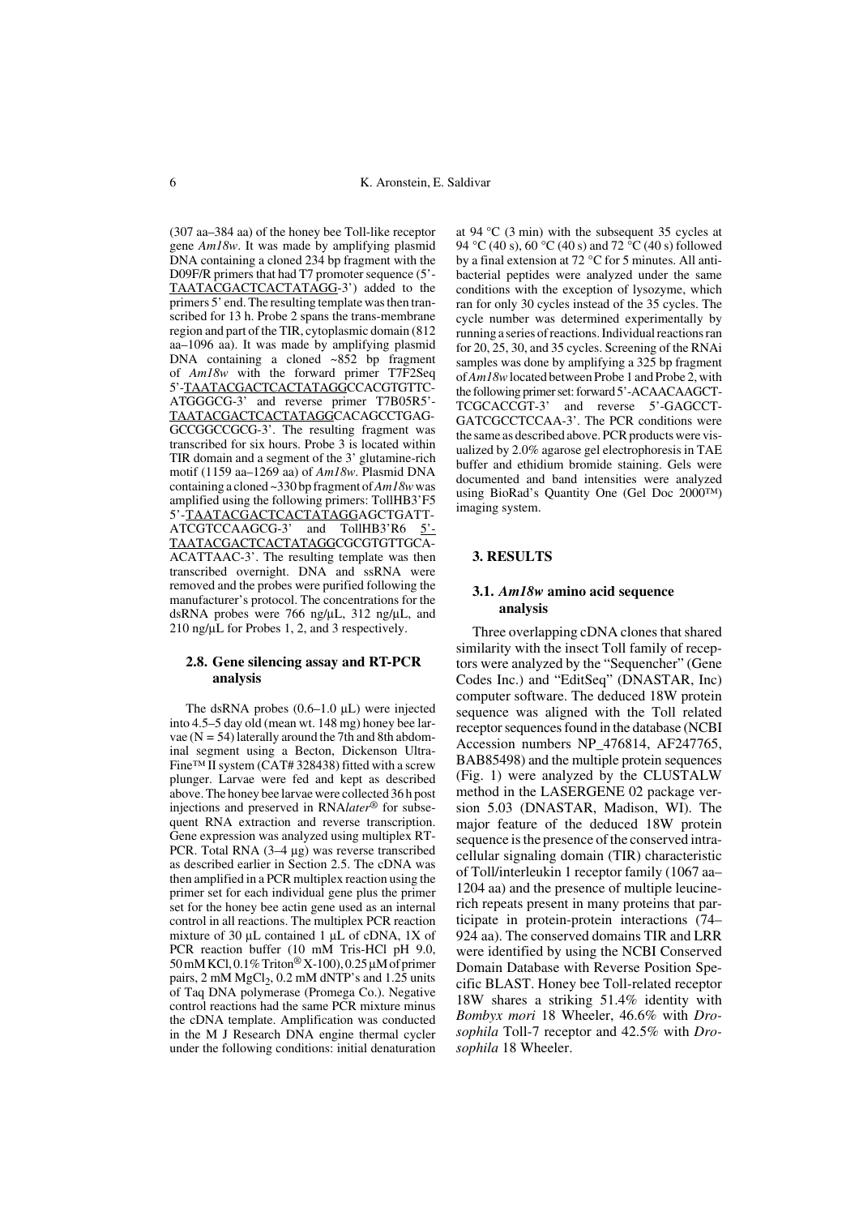(307 aa–384 aa) of the honey bee Toll-like receptor gene *Am18w*. It was made by amplifying plasmid DNA containing a cloned 234 bp fragment with the D09F/R primers that had T7 promoter sequence (5'-TAATACGACTCACTATAGG-3') added to the primers 5' end. The resulting template was then transcribed for 13 h. Probe 2 spans the trans-membrane region and part of the TIR, cytoplasmic domain (812 aa–1096 aa). It was made by amplifying plasmid DNA containing a cloned ~852 bp fragment of *Am18w* with the forward primer T7F2Seq 5'-TAATACGACTCACTATAGGCCACGTGTTC-ATGGGCG-3' and reverse primer T7B05R5'-TAATACGACTCACTATAGGCACAGCCTGAG-GCCGGCCGCG-3'. The resulting fragment was transcribed for six hours. Probe 3 is located within TIR domain and a segment of the 3' glutamine-rich motif (1159 aa–1269 aa) of *Am18w*. Plasmid DNA containing a cloned ~330 bp fragment of *Am18w* was amplified using the following primers: TollHB3'F5 5'-TAATACGACTCACTATAGGAGCTGATT-ATCGTCCAAGCG-3' and TollHB3'R6 5'-TAATACGACTCACTATAGGCGCGTGTTGCA-ACATTAAC-3'. The resulting template was then transcribed overnight. DNA and ssRNA were removed and the probes were purified following the manufacturer's protocol. The concentrations for the dsRNA probes were 766 ng/μL, 312 ng/μL, and 210 ng/μL for Probes 1, 2, and 3 respectively.

### 2.8. Gene silencing assay and RT-PCR analysis

The dsRNA probes (0.6–1.0 μL) were injected into 4.5–5 day old (mean wt. 148 mg) honey bee larvae (N = 54) laterally around the 7th and 8th abdominal segment using a Becton, Dickenson Ultra-Fine™ II system (CAT# 328438) fitted with a screw plunger. Larvae were fed and kept as described above. The honey bee larvae were collected 36 h post injections and preserved in RNA*later*® for subsequent RNA extraction and reverse transcription. Gene expression was analyzed using multiplex RT-PCR. Total RNA (3–4 μg) was reverse transcribed as described earlier in Section 2.5. The cDNA was then amplified in a PCR multiplex reaction using the primer set for each individual gene plus the primer set for the honey bee actin gene used as an internal control in all reactions. The multiplex PCR reaction mixture of 30 μL contained 1 μL of cDNA, 1X of PCR reaction buffer (10 mM Tris-HCl pH 9.0, 50 mM KCl, 0.1% Triton® X-100), 0.25 μM of primer pairs, 2 mM $MgCl_2$, 0.2 mM dNTP's and 1.25 units of Taq DNA polymerase (Promega Co.). Negative control reactions had the same PCR mixture minus the cDNA template. Amplification was conducted in the M J Research DNA engine thermal cycler under the following conditions: initial denaturation at 94 °C (3 min) with the subsequent 35 cycles at 94 °C (40 s), 60 °C (40 s) and 72 °C (40 s) followed by a final extension at 72 °C for 5 minutes. All antibacterial peptides were analyzed under the same conditions with the exception of lysozyme, which ran for only 30 cycles instead of the 35 cycles. The cycle number was determined experimentally by running a series of reactions. Individual reactions ran for 20, 25, 30, and 35 cycles. Screening of the RNAi samples was done by amplifying a 325 bp fragment of *Am18w* located between Probe 1 and Probe 2, with the following primer set: forward 5'-ACAACAAGCT-TCGCACCGT-3' and reverse 5'-GAGCCT-GATCGCCTCCAA-3'. The PCR conditions were the same as described above. PCR products were visualized by 2.0% agarose gel electrophoresis in TAE buffer and ethidium bromide staining. Gels were documented and band intensities were analyzed using BioRad's Quantity One (Gel Doc 2000™) imaging system.

## 3. RESULTS

### 3.1. *Am18w* amino acid sequence analysis

Three overlapping cDNA clones that shared similarity with the insect Toll family of receptors were analyzed by the "Sequencher" (Gene Codes Inc.) and "EditSeq" (DNASTAR, Inc) computer software. The deduced 18W protein sequence was aligned with the Toll related receptor sequences found in the database (NCBI Accession numbers NP_476814, AF247765, BAB85498) and the multiple protein sequences (Fig. 1) were analyzed by the CLUSTALW method in the LASERGENE 02 package version 5.03 (DNASTAR, Madison, WI). The major feature of the deduced 18W protein sequence is the presence of the conserved intracellular signaling domain (TIR) characteristic of Toll/interleukin 1 receptor family (1067 aa–1204 aa) and the presence of multiple leucine-rich repeats present in many proteins that participate in protein-protein interactions (74–924 aa). The conserved domains TIR and LRR were identified by using the NCBI Conserved Domain Database with Reverse Position Specific BLAST. Honey bee Toll-related receptor 18W shares a striking 51.4% identity with *Bombyx mori* 18 Wheeler, 46.6% with *Drosophila* Toll-7 receptor and 42.5% with *Drosophila* 18 Wheeler.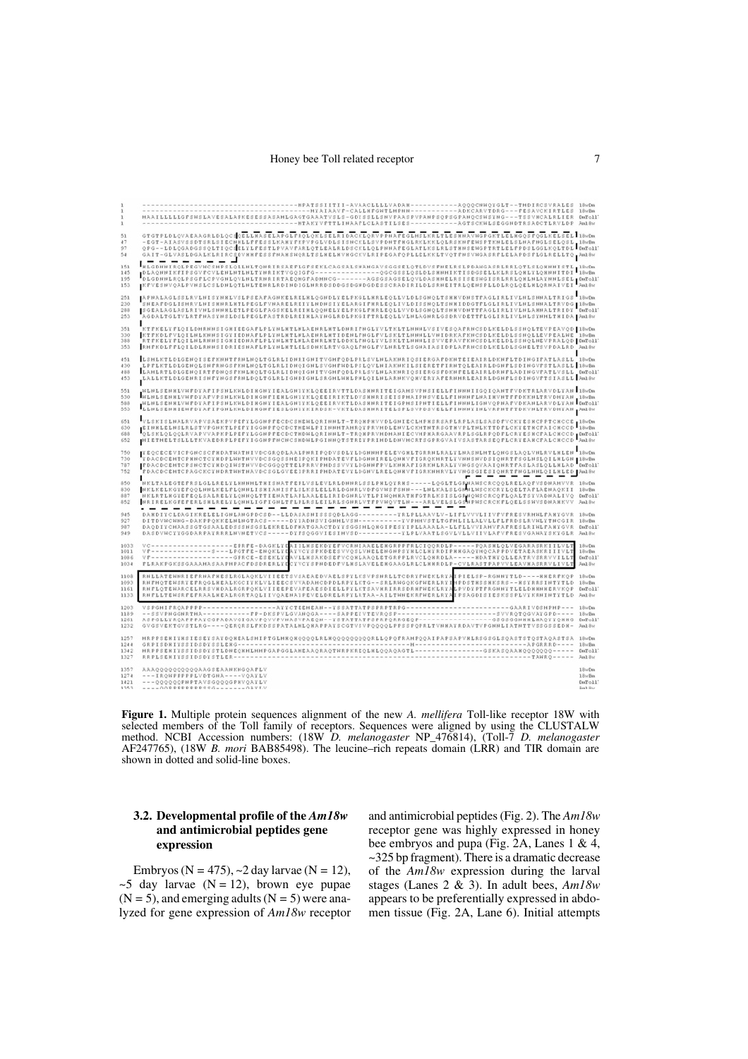**Figure 1.** Multiple protein sequences alignment of the new *A. mellifera* Toll-like receptor 18W with selected members of the Toll family of receptors. Sequences were aligned by using the CLUSTALW method. NCBI Accession numbers: (18W *D. melanogaster* NP_476814), (Toll-7 *D. melanogaster* AF247765), (18W *B. mori* BAB85498). The leucine–rich repeats domain (LRR) and TIR domain are shown in dotted and solid-line boxes.

### 3.2. Developmental profile of the *Am18w* and antimicrobial peptides gene expression

Embryos (N = 475), ~2 day larvae (N = 12), ~5 day larvae (N = 12), brown eye pupae (N = 5), and emerging adults (N = 5) were analyzed for gene expression of *Am18w* receptor and antimicrobial peptides (Fig. 2). The *Am18w* receptor gene was highly expressed in honey bee embryos and pupa (Fig. 2A, Lanes 1 & 4, ~325 bp fragment). There is a dramatic decrease of the *Am18w* expression during the larval stages (Lanes 2 & 3). In adult bees, *Am18w* appears to be preferentially expressed in abdomen tissue (Fig. 2A, Lane 6). Initial attempts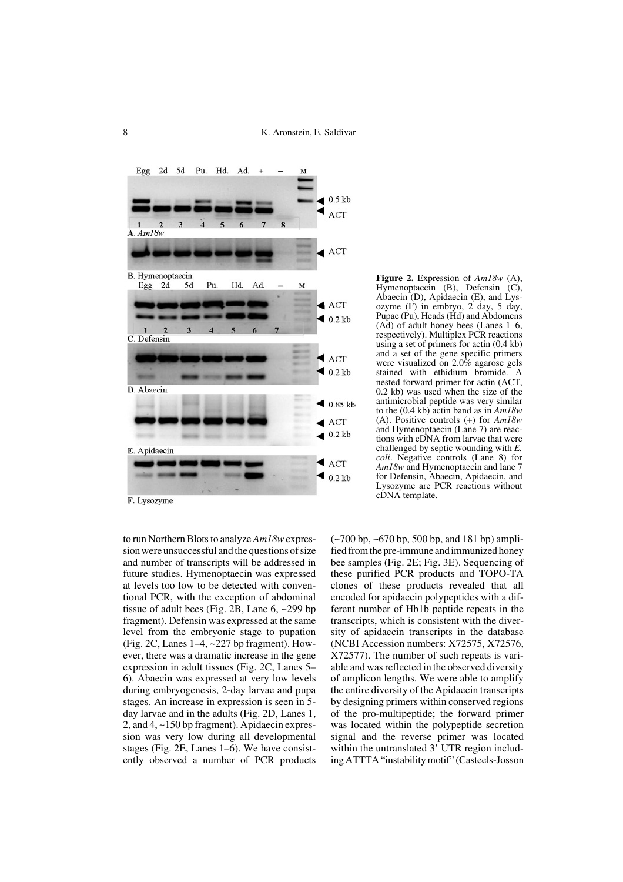**Figure 2.** Expression of *Am18w* (A), Hymenoptaecin (B), Defensin (C), Abaecin (D), Apidaecin (E), and Lysozyme (F) in embryo, 2 day, 5 day, Pupae (Pu), Heads (Hd) and Abdomens (Ad) of adult honey bees (Lanes 1–6, respectively). Multiplex PCR reactions using a set of primers for actin (0.4 kb) and a set of the gene specific primers were visualized on 2.0% agarose gels stained with ethidium bromide. A nested forward primer for actin (ACT, 0.2 kb) was used when the size of the antimicrobial peptide was very similar to the (0.4 kb) actin band as in *Am18w* (A). Positive controls (+) for *Am18w* and Hymenoptaecin (Lane 7) are reactions with cDNA from larvae that were challenged by septic wounding with *E. coli*. Negative controls (Lane 8) for *Am18w* and Hymenoptaecin and lane 7 for Defensin, Abaecin, Apidaecin, and Lysozyme are PCR reactions without cDNA template.

to run Northern Blots to analyze *Am18w* expression were unsuccessful and the questions of size and number of transcripts will be addressed in future studies. Hymenoptaecin was expressed at levels too low to be detected with conventional PCR, with the exception of abdominal tissue of adult bees (Fig. 2B, Lane 6, ~299 bp fragment). Defensin was expressed at the same level from the embryonic stage to pupation (Fig. 2C, Lanes 1–4, ~227 bp fragment). However, there was a dramatic increase in the gene expression in adult tissues (Fig. 2C, Lanes 5–6). Abaecin was expressed at very low levels during embryogenesis, 2-day larvae and pupa stages. An increase in expression is seen in 5-day larvae and in the adults (Fig. 2D, Lanes 1, 2, and 4, ~150 bp fragment). Apidaecin expression was very low during all developmental stages (Fig. 2E, Lanes 1–6). We have consistently observed a number of PCR products (~700 bp, ~670 bp, 500 bp, and 181 bp) amplified from the pre-immune and immunized honey bee samples (Fig. 2E; Fig. 3E). Sequencing of these purified PCR products and TOPO-TA clones of these products revealed that all encoded for apidaecin polypeptides with a different number of Hb1b peptide repeats in the transcripts, which is consistent with the diversity of apidaecin transcripts in the database (NCBI Accession numbers: X72575, X72576, X72577). The number of such repeats is variable and was reflected in the observed diversity of amplicon lengths. We were able to amplify the entire diversity of the Apidaecin transcripts by designing primers within conserved regions of the pro-multipeptide; the forward primer was located within the polypeptide secretion signal and the reverse primer was located within the untranslated 3' UTR region including ATTTA "instability motif" (Casteels-Josson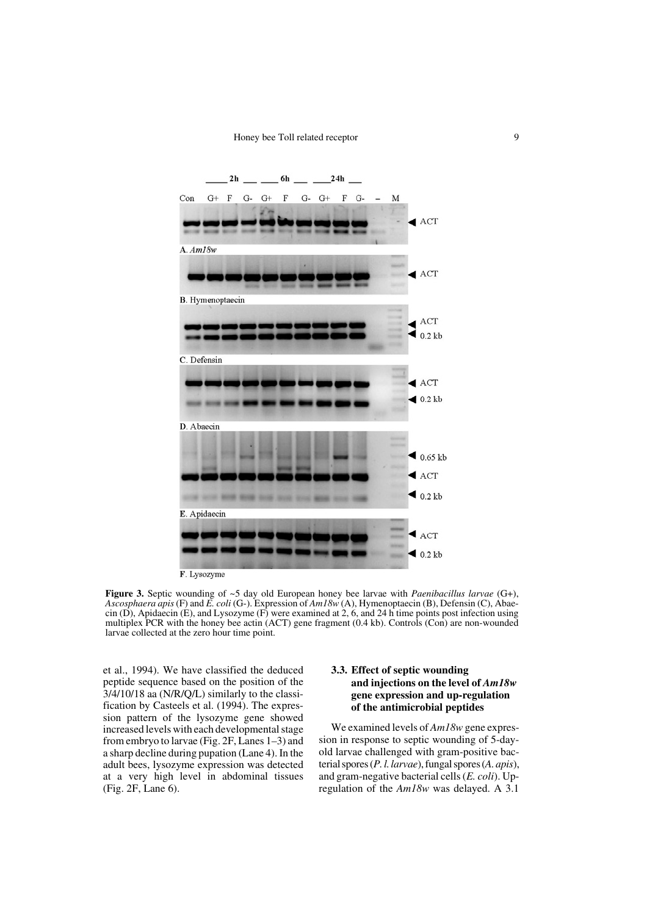**Figure 3.** Septic wounding of ~5 day old European honey bee larvae with *Paenibacillus larvae* (G+), *Ascosphaera apis* (F) and *E. coli* (G-). Expression of *Am18w* (A), Hymenoptaecin (B), Defensin (C), Abaecin (D), Apidaecin (E), and Lysozyme (F) were examined at 2, 6, and 24 h time points post infection using multiplex PCR with the honey bee actin (ACT) gene fragment (0.4 kb). Controls (Con) are non-wounded larvae collected at the zero hour time point.

et al., 1994). We have classified the deduced peptide sequence based on the position of the 3/4/10/18 aa (N/R/Q/L) similarly to the classification by Casteels et al. (1994). The expression pattern of the lysozyme gene showed increased levels with each developmental stage from embryo to larvae (Fig. 2F, Lanes 1–3) and a sharp decline during pupation (Lane 4). In the adult bees, lysozyme expression was detected at a very high level in abdominal tissues (Fig. 2F, Lane 6).

### 3.3. Effect of septic wounding and injections on the level of *Am18w* gene expression and up-regulation of the antimicrobial peptides

We examined levels of *Am18w* gene expression in response to septic wounding of 5-day-old larvae challenged with gram-positive bacterial spores (*P. l. larvae*), fungal spores (*A. apis*), and gram-negative bacterial cells (*E. coli*). Up-regulation of the *Am18w* was delayed. A 3.1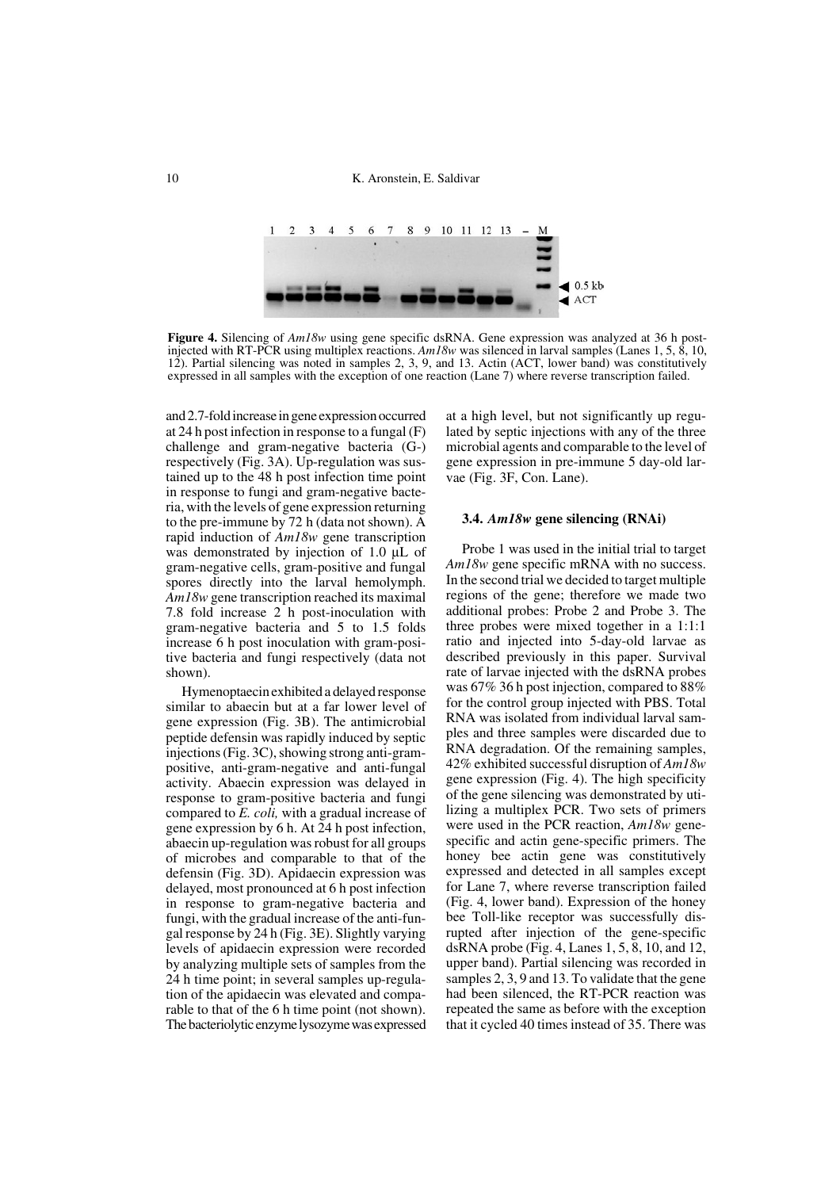**Figure 4.** Silencing of *Am18w* using gene specific dsRNA. Gene expression was analyzed at 36 h post-injected with RT-PCR using multiplex reactions. *Am18w* was silenced in larval samples (Lanes 1, 5, 8, 10, 12). Partial silencing was noted in samples 2, 3, 9, and 13. Actin (ACT, lower band) was constitutively expressed in all samples with the exception of one reaction (Lane 7) where reverse transcription failed.

and 2.7-fold increase in gene expression occurred at 24 h post infection in response to a fungal (F) challenge and gram-negative bacteria (G-) respectively (Fig. 3A). Up-regulation was sustained up to the 48 h post infection time point in response to fungi and gram-negative bacteria, with the levels of gene expression returning to the pre-immune by 72 h (data not shown). A rapid induction of *Am18w* gene transcription was demonstrated by injection of 1.0 µL of gram-negative cells, gram-positive and fungal spores directly into the larval hemolymph. *Am18w* gene transcription reached its maximal 7.8 fold increase 2 h post-inoculation with gram-negative bacteria and 5 to 1.5 folds increase 6 h post inoculation with gram-positive bacteria and fungi respectively (data not shown).

Hymenoptaecin exhibited a delayed response similar to abaecin but at a far lower level of gene expression (Fig. 3B). The antimicrobial peptide defensin was rapidly induced by septic injections (Fig. 3C), showing strong anti-gram-positive, anti-gram-negative and anti-fungal activity. Abaecin expression was delayed in response to gram-positive bacteria and fungi compared to *E. coli,* with a gradual increase of gene expression by 6 h. At 24 h post infection, abaecin up-regulation was robust for all groups of microbes and comparable to that of the defensin (Fig. 3D). Apidaecin expression was delayed, most pronounced at 6 h post infection in response to gram-negative bacteria and fungi, with the gradual increase of the anti-fungal response by 24 h (Fig. 3E). Slightly varying levels of apidaecin expression were recorded by analyzing multiple sets of samples from the 24 h time point; in several samples up-regulation of the apidaecin was elevated and comparable to that of the 6 h time point (not shown). The bacteriolytic enzyme lysozyme was expressed at a high level, but not significantly up regulated by septic injections with any of the three microbial agents and comparable to the level of gene expression in pre-immune 5 day-old larvae (Fig. 3F, Con. Lane).

### 3.4. *Am18w* gene silencing (RNAi)

Probe 1 was used in the initial trial to target *Am18w* gene specific mRNA with no success. In the second trial we decided to target multiple regions of the gene; therefore we made two additional probes: Probe 2 and Probe 3. The three probes were mixed together in a 1:1:1 ratio and injected into 5-day-old larvae as described previously in this paper. Survival rate of larvae injected with the dsRNA probes was 67% 36 h post injection, compared to 88% for the control group injected with PBS. Total RNA was isolated from individual larval samples and three samples were discarded due to RNA degradation. Of the remaining samples, 42% exhibited successful disruption of *Am18w* gene expression (Fig. 4). The high specificity of the gene silencing was demonstrated by utilizing a multiplex PCR. Two sets of primers were used in the PCR reaction, *Am18w* gene-specific and actin gene-specific primers. The honey bee actin gene was constitutively expressed and detected in all samples except for Lane 7, where reverse transcription failed (Fig. 4, lower band). Expression of the honey bee Toll-like receptor was successfully disrupted after injection of the gene-specific dsRNA probe (Fig. 4, Lanes 1, 5, 8, 10, and 12, upper band). Partial silencing was recorded in samples 2, 3, 9 and 13. To validate that the gene had been silenced, the RT-PCR reaction was repeated the same as before with the exception that it cycled 40 times instead of 35. There was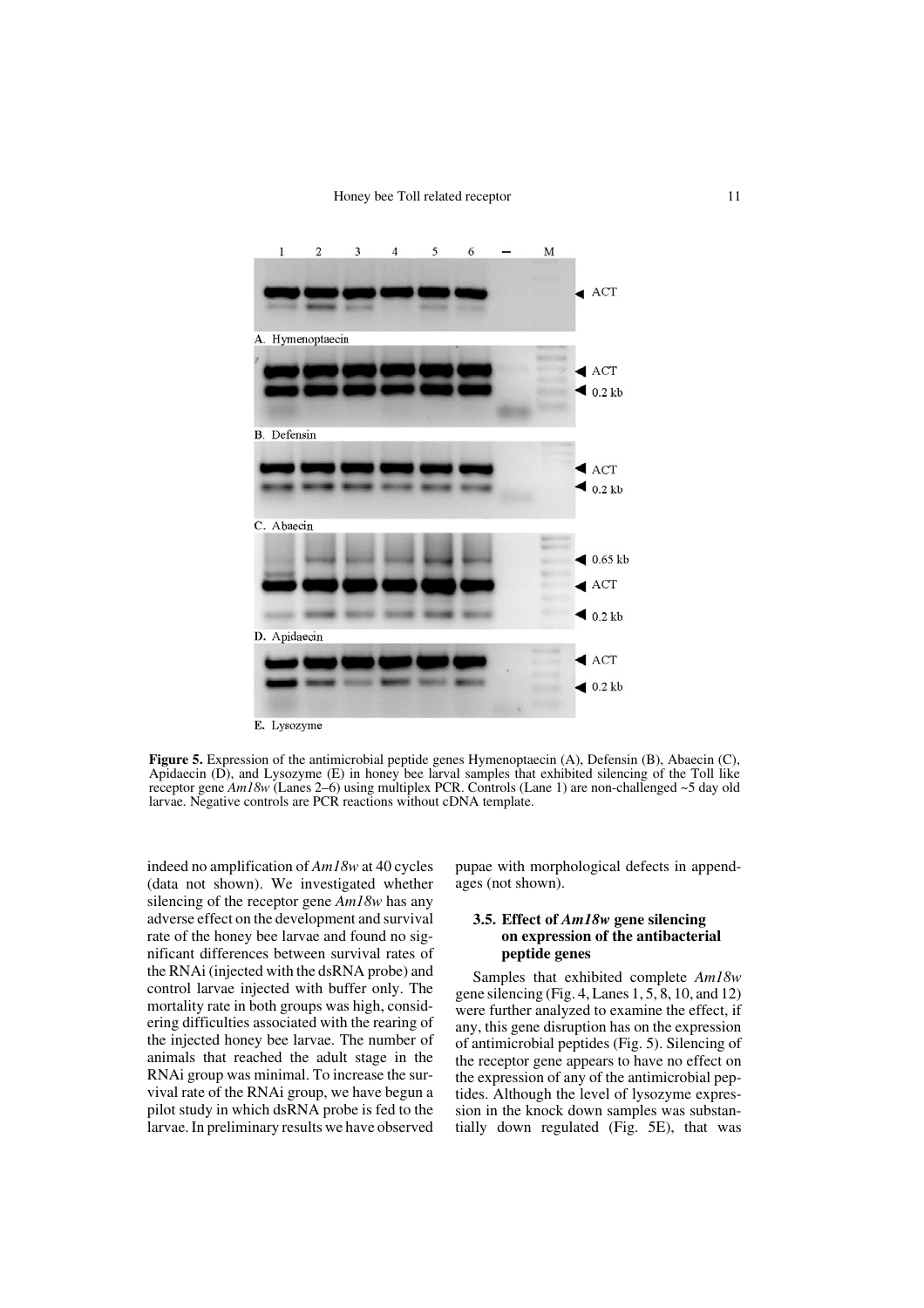**Figure 5.** Expression of the antimicrobial peptide genes Hymenoptaecin (A), Defensin (B), Abaecin (C), Apidaecin (D), and Lysozyme (E) in honey bee larval samples that exhibited silencing of the Toll like receptor gene *Am18w* (Lanes 2–6) using multiplex PCR. Controls (Lane 1) are non-challenged ~5 day old larvae. Negative controls are PCR reactions without cDNA template.

indeed no amplification of *Am18w* at 40 cycles (data not shown). We investigated whether silencing of the receptor gene *Am18w* has any adverse effect on the development and survival rate of the honey bee larvae and found no significant differences between survival rates of the RNAi (injected with the dsRNA probe) and control larvae injected with buffer only. The mortality rate in both groups was high, considering difficulties associated with the rearing of the injected honey bee larvae. The number of animals that reached the adult stage in the RNAi group was minimal. To increase the survival rate of the RNAi group, we have begun a pilot study in which dsRNA probe is fed to the larvae. In preliminary results we have observed pupae with morphological defects in appendages (not shown).

### 3.5. Effect of *Am18w* gene silencing on expression of the antibacterial peptide genes

Samples that exhibited complete *Am18w* gene silencing (Fig. 4, Lanes 1, 5, 8, 10, and 12) were further analyzed to examine the effect, if any, this gene disruption has on the expression of antimicrobial peptides (Fig. 5). Silencing of the receptor gene appears to have no effect on the expression of any of the antimicrobial peptides. Although the level of lysozyme expression in the knock down samples was substantially down regulated (Fig. 5E), that was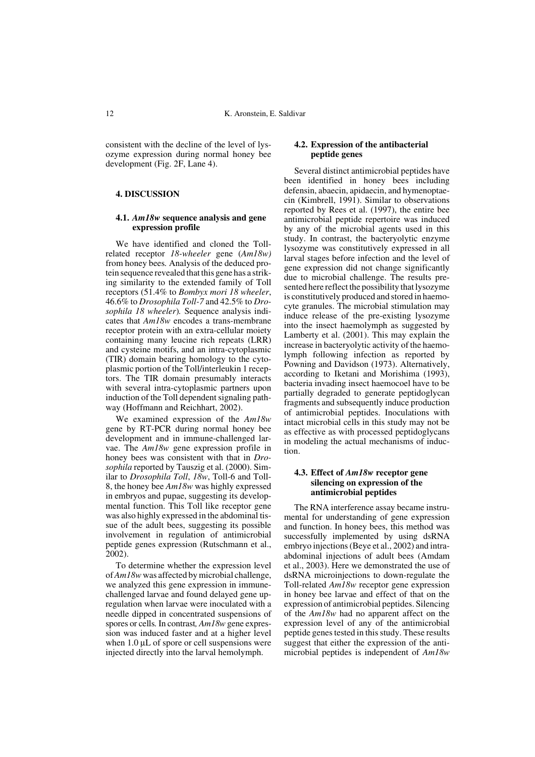consistent with the decline of the level of lysozyme expression during normal honey bee development (Fig. 2F, Lane 4).

## 4. DISCUSSION

### 4.1. *Am18w* sequence analysis and gene expression profile

We have identified and cloned the Toll-related receptor *18-wheeler* gene (*Am18w)* from honey bees. Analysis of the deduced protein sequence revealed that this gene has a striking similarity to the extended family of Toll receptors (51.4% to *Bombyx mori 18 wheeler*, 46.6% to *Drosophila Toll-7* and 42.5% to *Drosophila 18 wheeler*). Sequence analysis indicates that *Am18w* encodes a trans-membrane receptor protein with an extra-cellular moiety containing many leucine rich repeats (LRR) and cysteine motifs, and an intra-cytoplasmic (TIR) domain bearing homology to the cytoplasmic portion of the Toll/interleukin 1 receptors. The TIR domain presumably interacts with several intra-cytoplasmic partners upon induction of the Toll dependent signaling pathway (Hoffmann and Reichhart, 2002).

We examined expression of the *Am18w* gene by RT-PCR during normal honey bee development and in immune-challenged larvae. The *Am18w* gene expression profile in honey bees was consistent with that in *Drosophila* reported by Tauszig et al. (2000). Similar to *Drosophila Toll*, *18w*, Toll-6 and Toll-8, the honey bee *Am18w* was highly expressed in embryos and pupae, suggesting its developmental function. This Toll like receptor gene was also highly expressed in the abdominal tissue of the adult bees, suggesting its possible involvement in regulation of antimicrobial peptide genes expression (Rutschmann et al., 2002).

To determine whether the expression level of *Am18w* was affected by microbial challenge, we analyzed this gene expression in immune-challenged larvae and found delayed gene up-regulation when larvae were inoculated with a needle dipped in concentrated suspensions of spores or cells. In contrast, *Am18w* gene expression was induced faster and at a higher level when 1.0 µL of spore or cell suspensions were injected directly into the larval hemolymph.

### 4.2. Expression of the antibacterial peptide genes

Several distinct antimicrobial peptides have been identified in honey bees including defensin, abaecin, apidaecin, and hymenoptaecin (Kimbrell, 1991). Similar to observations reported by Rees et al. (1997), the entire bee antimicrobial peptide repertoire was induced by any of the microbial agents used in this study. In contrast, the bacteryolytic enzyme lysozyme was constitutively expressed in all larval stages before infection and the level of gene expression did not change significantly due to microbial challenge. The results presented here reflect the possibility that lysozyme is constitutively produced and stored in haemocyte granules. The microbial stimulation may induce release of the pre-existing lysozyme into the insect haemolymph as suggested by Lamberty et al. (2001). This may explain the increase in bacteryolytic activity of the haemolymph following infection as reported by Powning and Davidson (1973). Alternatively, according to Iketani and Morishima (1993), bacteria invading insect haemocoel have to be partially degraded to generate peptidoglycan fragments and subsequently induce production of antimicrobial peptides. Inoculations with intact microbial cells in this study may not be as effective as with processed peptidoglycans in modeling the actual mechanisms of induction.

### 4.3. Effect of *Am18w* receptor gene silencing on expression of the antimicrobial peptides

The RNA interference assay became instrumental for understanding of gene expression and function. In honey bees, this method was successfully implemented by using dsRNA embryo injections (Beye et al., 2002) and intra-abdominal injections of adult bees (Amdam et al., 2003). Here we demonstrated the use of dsRNA microinjections to down-regulate the Toll-related *Am18w* receptor gene expression in honey bee larvae and effect of that on the expression of antimicrobial peptides. Silencing of the *Am18w* had no apparent affect on the expression level of any of the antimicrobial peptide genes tested in this study. These results suggest that either the expression of the antimicrobial peptides is independent of *Am18w*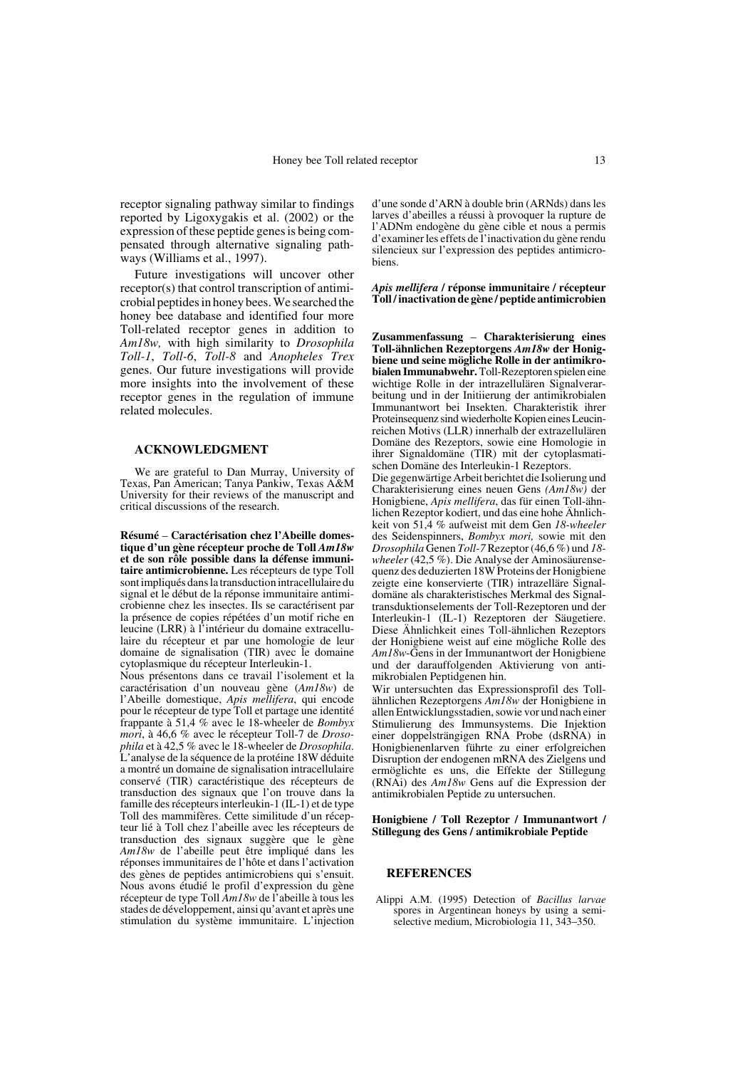receptor signaling pathway similar to findings reported by Ligoxygakis et al. (2002) or the expression of these peptide genes is being compensated through alternative signaling pathways (Williams et al., 1997).

Future investigations will uncover other receptor(s) that control transcription of antimicrobial peptides in honey bees. We searched the honey bee database and identified four more Toll-related receptor genes in addition to *Am18w,* with high similarity to *Drosophila Toll-1*, *Toll-6*, *Toll-8* and *Anopheles Trex* genes. Our future investigations will provide more insights into the involvement of these receptor genes in the regulation of immune related molecules.

## ACKNOWLEDGMENT

We are grateful to Dan Murray, University of Texas, Pan American; Tanya Pankiw, Texas A&M University for their reviews of the manuscript and critical discussions of the research.

**Résumé** – **Caractérisation chez l'Abeille domestique d'un gène récepteur proche de Toll *Am18w* et de son rôle possible dans la défense immunitaire antimicrobienne.** Les récepteurs de type Toll sont impliqués dans la transduction intracellulaire du signal et le début de la réponse immunitaire antimicrobienne chez les insectes. Ils se caractérisent par la présence de copies répétées d'un motif riche en leucine (LRR) à l'intérieur du domaine extracellulaire du récepteur et par une homologie de leur domaine de signalisation (TIR) avec le domaine cytoplasmique du récepteur Interleukin-1.

Nous présentons dans ce travail l'isolement et la caractérisation d'un nouveau gène (*Am18w*) de l'Abeille domestique, *Apis mellifera*, qui encode pour le récepteur de type Toll et partage une identité frappante à 51,4 % avec le 18-wheeler de *Bombyx mori*, à 46,6 % avec le récepteur Toll-7 de *Drosophila* et à 42,5 % avec le 18-wheeler de *Drosophila*. L'analyse de la séquence de la protéine 18W déduite a montré un domaine de signalisation intracellulaire conservé (TIR) caractéristique des récepteurs de transduction des signaux que l'on trouve dans la famille des récepteurs interleukin-1 (IL-1) et de type Toll des mammifères. Cette similitude d'un récepteur lié à Toll chez l'abeille avec les récepteurs de transduction des signaux suggère que le gène *Am18w* de l'abeille peut être impliqué dans les réponses immunitaires de l'hôte et dans l'activation des gènes de peptides antimicrobiens qui s'ensuit. Nous avons étudié le profil d'expression du gène récepteur de type Toll *Am18w* de l'abeille à tous les stades de développement, ainsi qu'avant et après une stimulation du système immunitaire. L'injection d'une sonde d'ARN à double brin (ARNds) dans les larves d'abeilles a réussi à provoquer la rupture de l'ADNm endogène du gène cible et nous a permis d'examiner les effets de l'inactivation du gène rendu silencieux sur l'expression des peptides antimicrobiens.

***Apis mellifera*** **/ réponse immunitaire / récepteur Toll / inactivation de gène / peptide antimicrobien**

**Zusammenfassung** – **Charakterisierung eines Toll-ähnlichen Rezeptorgens *Am18w* der Honigbiene und seine mögliche Rolle in der antimikrobialen Immunabwehr.** Toll-Rezeptoren spielen eine wichtige Rolle in der intrazellulären Signalverarbeitung und in der Initiierung der antimikrobialen Immunantwort bei Insekten. Charakteristik ihrer Proteinsequenz sind wiederholte Kopien eines Leucinreichen Motivs (LLR) innerhalb der extrazellulären Domäne des Rezeptors, sowie eine Homologie in ihrer Signaldomäne (TIR) mit der cytoplasmatischen Domäne des Interleukin-1 Rezeptors.

Die gegenwärtige Arbeit berichtet die Isolierung und Charakterisierung eines neuen Gens *(Am18w)* der Honigbiene, *Apis mellifera*, das für einen Toll-ähnlichen Rezeptor kodiert, und das eine hohe Ähnlichkeit von 51,4 % aufweist mit dem Gen *18-wheeler* des Seidenspinners, *Bombyx mori,* sowie mit den *Drosophila* Genen *Toll-7* Rezeptor (46,6 %) und *18-wheeler* (42,5 %). Die Analyse der Aminosäurensequenz des deduzierten 18W Proteins der Honigbiene zeigte eine konservierte (TIR) intrazelläre Signaldomäne als charakteristisches Merkmal des Signaltransduktionselements der Toll-Rezeptoren und der Interleukin-1 (IL-1) Rezeptoren der Säugetiere. Diese Ähnlichkeit eines Toll-ähnlichen Rezeptors der Honigbiene weist auf eine mögliche Rolle des *Am18w*-Gens in der Immunantwort der Honigbiene und der darauffolgenden Aktivierung von antimikrobialen Peptidgenen hin.

Wir untersuchten das Expressionsprofil des Toll-ähnlichen Rezeptorgens *Am18w* der Honigbiene in allen Entwicklungsstadien, sowie vor und nach einer Stimulierung des Immunsystems. Die Injektion einer doppelsträngigen RNA Probe (dsRNA) in Honigbienenlarven führte zu einer erfolgreichen Disruption der endogenen mRNA des Zielgens und ermöglichte es uns, die Effekte der Stillegung (RNAi) des *Am18w* Gens auf die Expression der antimikrobialen Peptide zu untersuchen.

**Honigbiene / Toll Rezeptor / Immunantwort / Stillegung des Gens / antimikrobiale Peptide**

## REFERENCES

Alippi A.M. (1995) Detection of *Bacillus larvae* spores in Argentinean honeys by using a semi-selective medium, Microbiologia 11, 343–350.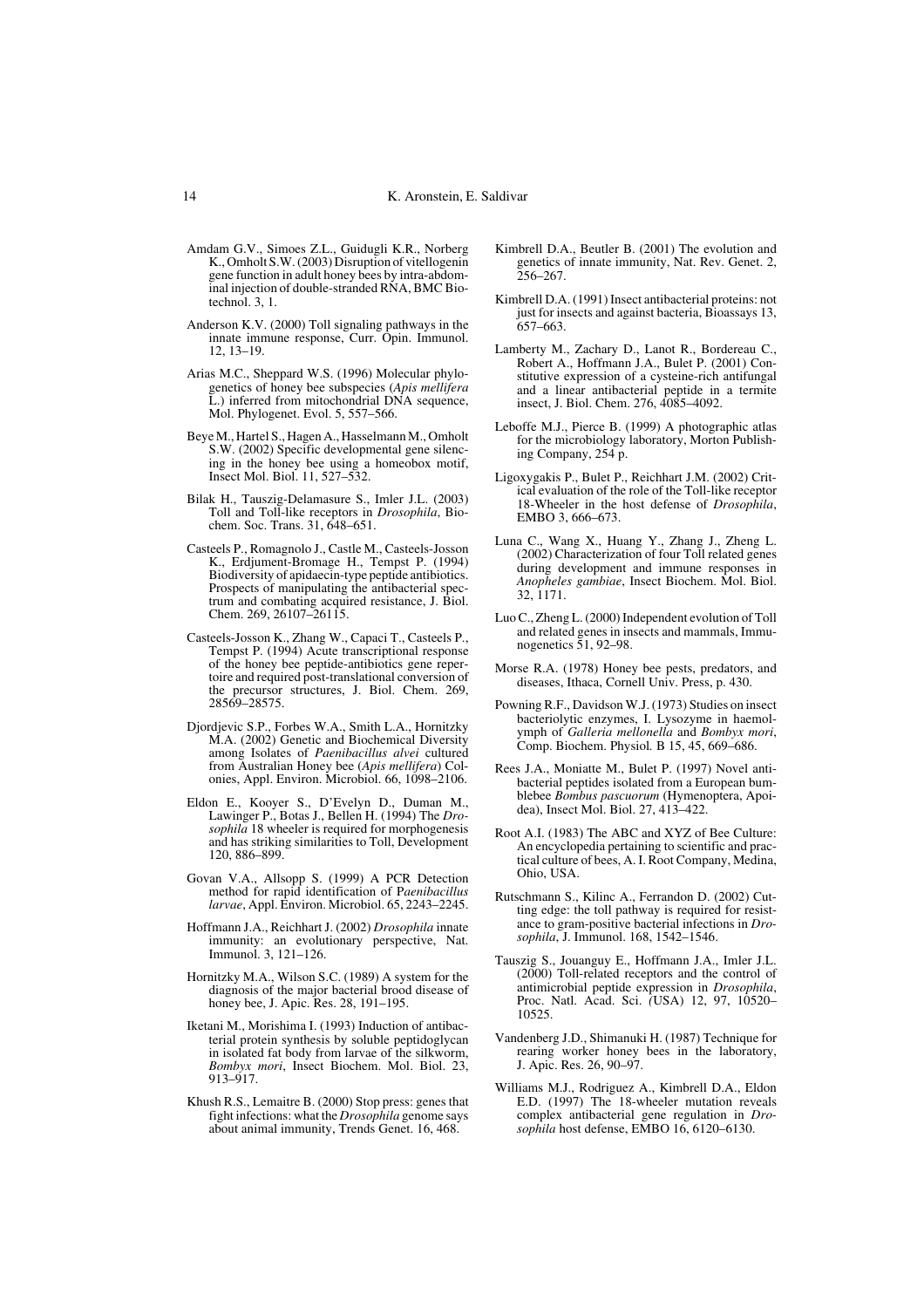Amdam G.V., Simoes Z.L., Guidugli K.R., Norberg K., Omholt S.W. (2003) Disruption of vitellogenin gene function in adult honey bees by intra-abdominal injection of double-stranded RNA, BMC Biotechnol. 3, 1.

Anderson K.V. (2000) Toll signaling pathways in the innate immune response, Curr. Opin. Immunol. 12, 13–19.

Arias M.C., Sheppard W.S. (1996) Molecular phylogenetics of honey bee subspecies (*Apis mellifera* L.) inferred from mitochondrial DNA sequence, Mol. Phylogenet. Evol. 5, 557–566.

Beye M., Hartel S., Hagen A., Hasselmann M., Omholt S.W. (2002) Specific developmental gene silencing in the honey bee using a homeobox motif, Insect Mol. Biol. 11, 527–532.

Bilak H., Tauszig-Delamasure S., Imler J.L. (2003) Toll and Toll-like receptors in *Drosophila*, Biochem. Soc. Trans. 31, 648–651.

Casteels P., Romagnolo J., Castle M., Casteels-Josson K., Erdjument-Bromage H., Tempst P. (1994) Biodiversity of apidaecin-type peptide antibiotics. Prospects of manipulating the antibacterial spectrum and combating acquired resistance, J. Biol. Chem. 269, 26107–26115.

Casteels-Josson K., Zhang W., Capaci T., Casteels P., Tempst P. (1994) Acute transcriptional response of the honey bee peptide-antibiotics gene repertoire and required post-translational conversion of the precursor structures, J. Biol. Chem. 269, 28569–28575.

Djordjevic S.P., Forbes W.A., Smith L.A., Hornitzky M.A. (2002) Genetic and Biochemical Diversity among Isolates of *Paenibacillus alvei* cultured from Australian Honey bee (*Apis mellifera*) Colonies, Appl. Environ. Microbiol. 66, 1098–2106.

Eldon E., Kooyer S., D'Evelyn D., Duman M., Lawinger P., Botas J., Bellen H. (1994) The *Drosophila* 18 wheeler is required for morphogenesis and has striking similarities to Toll, Development 120, 886–899.

Govan V.A., Allsopp S. (1999) A PCR Detection method for rapid identification of P*aenibacillus larvae*, Appl. Environ. Microbiol. 65, 2243–2245.

Hoffmann J.A., Reichhart J. (2002) *Drosophila* innate immunity: an evolutionary perspective, Nat. Immunol. 3, 121–126.

Hornitzky M.A., Wilson S.C. (1989) A system for the diagnosis of the major bacterial brood disease of honey bee, J. Apic. Res. 28, 191–195.

Iketani M., Morishima I. (1993) Induction of antibacterial protein synthesis by soluble peptidoglycan in isolated fat body from larvae of the silkworm, *Bombyx mori*, Insect Biochem. Mol. Biol. 23, 913–917.

Khush R.S., Lemaitre B. (2000) Stop press: genes that fight infections: what the *Drosophila* genome says about animal immunity, Trends Genet. 16, 468.

Kimbrell D.A., Beutler B. (2001) The evolution and genetics of innate immunity, Nat. Rev. Genet. 2, 256–267.

Kimbrell D.A. (1991) Insect antibacterial proteins: not just for insects and against bacteria, Bioassays 13, 657–663.

Lamberty M., Zachary D., Lanot R., Bordereau C., Robert A., Hoffmann J.A., Bulet P. (2001) Constitutive expression of a cysteine-rich antifungal and a linear antibacterial peptide in a termite insect, J. Biol. Chem. 276, 4085–4092.

Leboffe M.J., Pierce B. (1999) A photographic atlas for the microbiology laboratory, Morton Publishing Company, 254 p.

Ligoxygakis P., Bulet P., Reichhart J.M. (2002) Critical evaluation of the role of the Toll-like receptor 18-Wheeler in the host defense of *Drosophila*, EMBO 3, 666–673.

Luna C., Wang X., Huang Y., Zhang J., Zheng L. (2002) Characterization of four Toll related genes during development and immune responses in *Anopheles gambiae*, Insect Biochem. Mol. Biol. 32, 1171.

Luo C., Zheng L. (2000) Independent evolution of Toll and related genes in insects and mammals, Immunogenetics 51, 92–98.

Morse R.A. (1978) Honey bee pests, predators, and diseases, Ithaca, Cornell Univ. Press, p. 430.

Powning R.F., Davidson W.J. (1973) Studies on insect bacteriolytic enzymes, I. Lysozyme in haemolymph of *Galleria mellonella* and *Bombyx mori*, Comp. Biochem. Physiol. B 15, 45, 669–686.

Rees J.A., Moniatte M., Bulet P. (1997) Novel antibacterial peptides isolated from a European bumblebee *Bombus pascuorum* (Hymenoptera, Apoidea), Insect Mol. Biol. 27, 413–422.

Root A.I. (1983) The ABC and XYZ of Bee Culture: An encyclopedia pertaining to scientific and practical culture of bees, A. I. Root Company, Medina, Ohio, USA.

Rutschmann S., Kilinc A., Ferrandon D. (2002) Cutting edge: the toll pathway is required for resistance to gram-positive bacterial infections in *Drosophila*, J. Immunol. 168, 1542–1546.

Tauszig S., Jouanguy E., Hoffmann J.A., Imler J.L. (2000) Toll-related receptors and the control of antimicrobial peptide expression in *Drosophila*, Proc. Natl. Acad. Sci. (USA) 12, 97, 10520–10525.

Vandenberg J.D., Shimanuki H. (1987) Technique for rearing worker honey bees in the laboratory, J. Apic. Res. 26, 90–97.

Williams M.J., Rodriguez A., Kimbrell D.A., Eldon E.D. (1997) The 18-wheeler mutation reveals complex antibacterial gene regulation in *Drosophila* host defense, EMBO 16, 6120–6130.